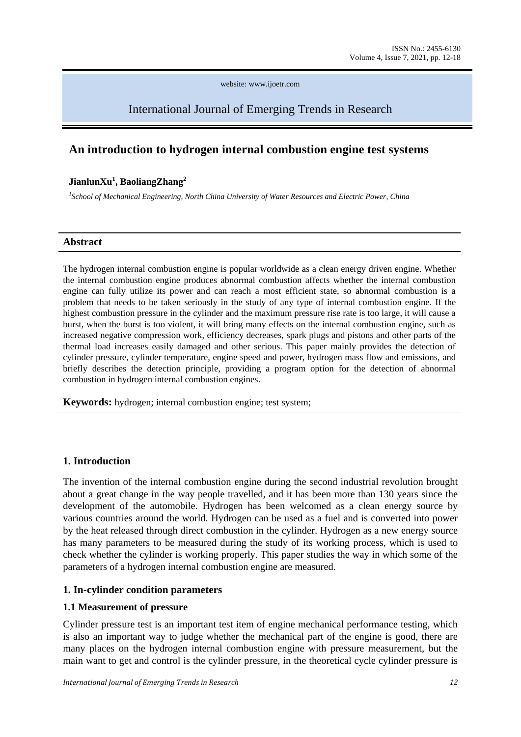# An introduction to hydrogen internal combustion engine test systems

**JianlunXu[1], BaoliangZhang[2]**

*[1]School of Mechanical Engineering, North China University of Water Resources and Electric Power, China*

## Abstract

The hydrogen internal combustion engine is popular worldwide as a clean energy driven engine. Whether the internal combustion engine produces abnormal combustion affects whether the internal combustion engine can fully utilize its power and can reach a most efficient state, so abnormal combustion is a problem that needs to be taken seriously in the study of any type of internal combustion engine. If the highest combustion pressure in the cylinder and the maximum pressure rise rate is too large, it will cause a burst, when the burst is too violent, it will bring many effects on the internal combustion engine, such as increased negative compression work, efficiency decreases, spark plugs and pistons and other parts of the thermal load increases easily damaged and other serious. This paper mainly provides the detection of cylinder pressure, cylinder temperature, engine speed and power, hydrogen mass flow and emissions, and briefly describes the detection principle, providing a program option for the detection of abnormal combustion in hydrogen internal combustion engines.

**Keywords:** hydrogen; internal combustion engine; test system;

## 1. Introduction

The invention of the internal combustion engine during the second industrial revolution brought about a great change in the way people travelled, and it has been more than 130 years since the development of the automobile. Hydrogen has been welcomed as a clean energy source by various countries around the world. Hydrogen can be used as a fuel and is converted into power by the heat released through direct combustion in the cylinder. Hydrogen as a new energy source has many parameters to be measured during the study of its working process, which is used to check whether the cylinder is working properly. This paper studies the way in which some of the parameters of a hydrogen internal combustion engine are measured.

## 1. In-cylinder condition parameters

### 1.1 Measurement of pressure

Cylinder pressure test is an important test item of engine mechanical performance testing, which is also an important way to judge whether the mechanical part of the engine is good, there are many places on the hydrogen internal combustion engine with pressure measurement, but the main want to get and control is the cylinder pressure, in the theoretical cycle cylinder pressure is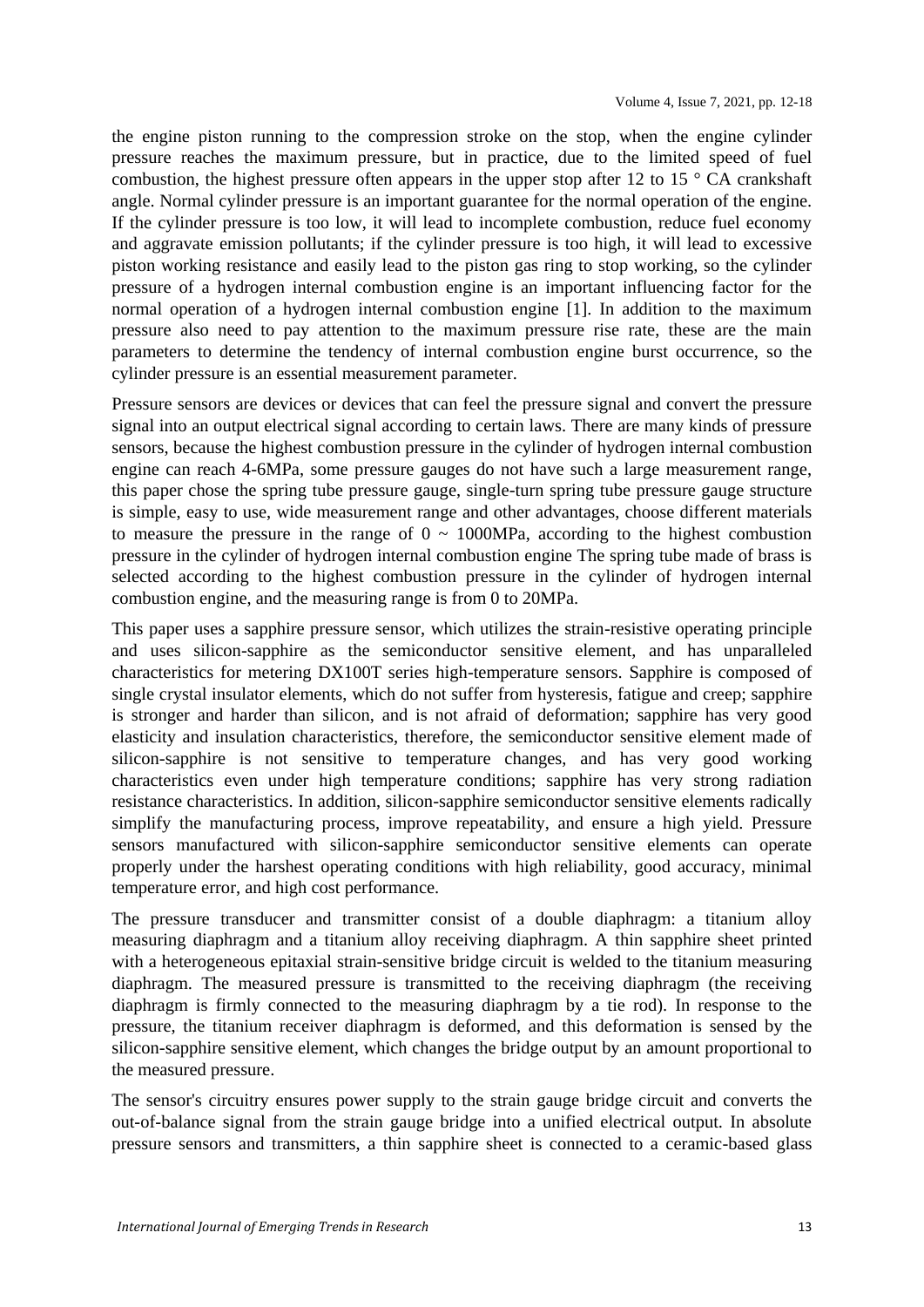the engine piston running to the compression stroke on the stop, when the engine cylinder pressure reaches the maximum pressure, but in practice, due to the limited speed of fuel combustion, the highest pressure often appears in the upper stop after 12 to 15 ° CA crankshaft angle. Normal cylinder pressure is an important guarantee for the normal operation of the engine. If the cylinder pressure is too low, it will lead to incomplete combustion, reduce fuel economy and aggravate emission pollutants; if the cylinder pressure is too high, it will lead to excessive piston working resistance and easily lead to the piston gas ring to stop working, so the cylinder pressure of a hydrogen internal combustion engine is an important influencing factor for the normal operation of a hydrogen internal combustion engine [1]. In addition to the maximum pressure also need to pay attention to the maximum pressure rise rate, these are the main parameters to determine the tendency of internal combustion engine burst occurrence, so the cylinder pressure is an essential measurement parameter.

Pressure sensors are devices or devices that can feel the pressure signal and convert the pressure signal into an output electrical signal according to certain laws. There are many kinds of pressure sensors, because the highest combustion pressure in the cylinder of hydrogen internal combustion engine can reach 4-6MPa, some pressure gauges do not have such a large measurement range, this paper chose the spring tube pressure gauge, single-turn spring tube pressure gauge structure is simple, easy to use, wide measurement range and other advantages, choose different materials to measure the pressure in the range of 0 ~ 1000MPa, according to the highest combustion pressure in the cylinder of hydrogen internal combustion engine The spring tube made of brass is selected according to the highest combustion pressure in the cylinder of hydrogen internal combustion engine, and the measuring range is from 0 to 20MPa.

This paper uses a sapphire pressure sensor, which utilizes the strain-resistive operating principle and uses silicon-sapphire as the semiconductor sensitive element, and has unparalleled characteristics for metering DX100T series high-temperature sensors. Sapphire is composed of single crystal insulator elements, which do not suffer from hysteresis, fatigue and creep; sapphire is stronger and harder than silicon, and is not afraid of deformation; sapphire has very good elasticity and insulation characteristics, therefore, the semiconductor sensitive element made of silicon-sapphire is not sensitive to temperature changes, and has very good working characteristics even under high temperature conditions; sapphire has very strong radiation resistance characteristics. In addition, silicon-sapphire semiconductor sensitive elements radically simplify the manufacturing process, improve repeatability, and ensure a high yield. Pressure sensors manufactured with silicon-sapphire semiconductor sensitive elements can operate properly under the harshest operating conditions with high reliability, good accuracy, minimal temperature error, and high cost performance.

The pressure transducer and transmitter consist of a double diaphragm: a titanium alloy measuring diaphragm and a titanium alloy receiving diaphragm. A thin sapphire sheet printed with a heterogeneous epitaxial strain-sensitive bridge circuit is welded to the titanium measuring diaphragm. The measured pressure is transmitted to the receiving diaphragm (the receiving diaphragm is firmly connected to the measuring diaphragm by a tie rod). In response to the pressure, the titanium receiver diaphragm is deformed, and this deformation is sensed by the silicon-sapphire sensitive element, which changes the bridge output by an amount proportional to the measured pressure.

The sensor's circuitry ensures power supply to the strain gauge bridge circuit and converts the out-of-balance signal from the strain gauge bridge into a unified electrical output. In absolute pressure sensors and transmitters, a thin sapphire sheet is connected to a ceramic-based glass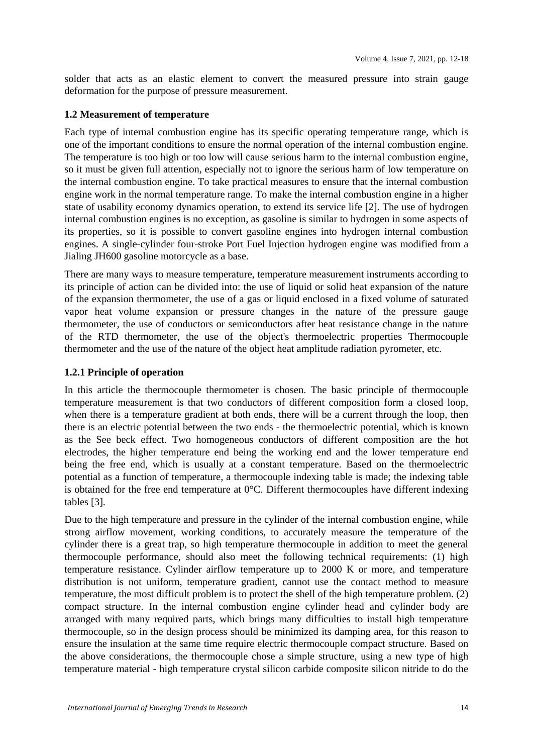solder that acts as an elastic element to convert the measured pressure into strain gauge deformation for the purpose of pressure measurement.

### 1.2 Measurement of temperature

Each type of internal combustion engine has its specific operating temperature range, which is one of the important conditions to ensure the normal operation of the internal combustion engine. The temperature is too high or too low will cause serious harm to the internal combustion engine, so it must be given full attention, especially not to ignore the serious harm of low temperature on the internal combustion engine. To take practical measures to ensure that the internal combustion engine work in the normal temperature range. To make the internal combustion engine in a higher state of usability economy dynamics operation, to extend its service life [2]. The use of hydrogen internal combustion engines is no exception, as gasoline is similar to hydrogen in some aspects of its properties, so it is possible to convert gasoline engines into hydrogen internal combustion engines. A single-cylinder four-stroke Port Fuel Injection hydrogen engine was modified from a Jialing JH600 gasoline motorcycle as a base.

There are many ways to measure temperature, temperature measurement instruments according to its principle of action can be divided into: the use of liquid or solid heat expansion of the nature of the expansion thermometer, the use of a gas or liquid enclosed in a fixed volume of saturated vapor heat volume expansion or pressure changes in the nature of the pressure gauge thermometer, the use of conductors or semiconductors after heat resistance change in the nature of the RTD thermometer, the use of the object's thermoelectric properties Thermocouple thermometer and the use of the nature of the object heat amplitude radiation pyrometer, etc.

#### 1.2.1 Principle of operation

In this article the thermocouple thermometer is chosen. The basic principle of thermocouple temperature measurement is that two conductors of different composition form a closed loop, when there is a temperature gradient at both ends, there will be a current through the loop, then there is an electric potential between the two ends - the thermoelectric potential, which is known as the See beck effect. Two homogeneous conductors of different composition are the hot electrodes, the higher temperature end being the working end and the lower temperature end being the free end, which is usually at a constant temperature. Based on the thermoelectric potential as a function of temperature, a thermocouple indexing table is made; the indexing table is obtained for the free end temperature at 0°C. Different thermocouples have different indexing tables [3].

Due to the high temperature and pressure in the cylinder of the internal combustion engine, while strong airflow movement, working conditions, to accurately measure the temperature of the cylinder there is a great trap, so high temperature thermocouple in addition to meet the general thermocouple performance, should also meet the following technical requirements: (1) high temperature resistance. Cylinder airflow temperature up to 2000 K or more, and temperature distribution is not uniform, temperature gradient, cannot use the contact method to measure temperature, the most difficult problem is to protect the shell of the high temperature problem. (2) compact structure. In the internal combustion engine cylinder head and cylinder body are arranged with many required parts, which brings many difficulties to install high temperature thermocouple, so in the design process should be minimized its damping area, for this reason to ensure the insulation at the same time require electric thermocouple compact structure. Based on the above considerations, the thermocouple chose a simple structure, using a new type of high temperature material - high temperature crystal silicon carbide composite silicon nitride to do the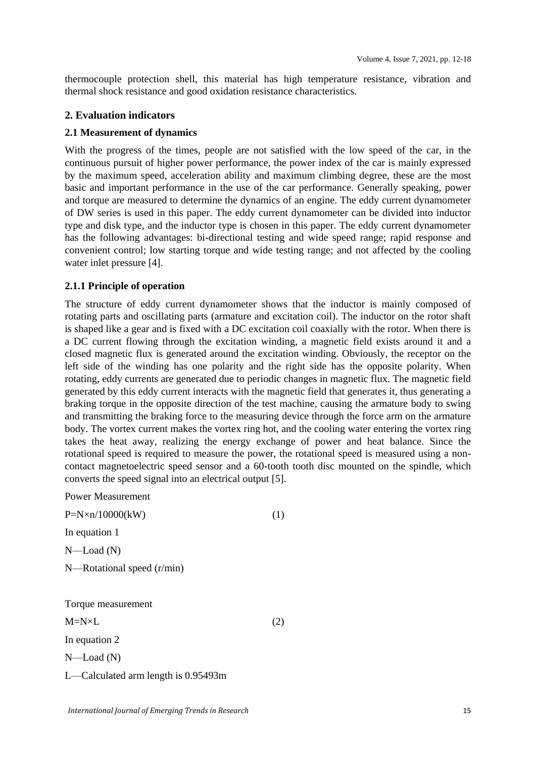thermocouple protection shell, this material has high temperature resistance, vibration and thermal shock resistance and good oxidation resistance characteristics.

## 2. Evaluation indicators

### 2.1 Measurement of dynamics

With the progress of the times, people are not satisfied with the low speed of the car, in the continuous pursuit of higher power performance, the power index of the car is mainly expressed by the maximum speed, acceleration ability and maximum climbing degree, these are the most basic and important performance in the use of the car performance. Generally speaking, power and torque are measured to determine the dynamics of an engine. The eddy current dynamometer of DW series is used in this paper. The eddy current dynamometer can be divided into inductor type and disk type, and the inductor type is chosen in this paper. The eddy current dynamometer has the following advantages: bi-directional testing and wide speed range; rapid response and convenient control; low starting torque and wide testing range; and not affected by the cooling water inlet pressure [4].

#### 2.1.1 Principle of operation

The structure of eddy current dynamometer shows that the inductor is mainly composed of rotating parts and oscillating parts (armature and excitation coil). The inductor on the rotor shaft is shaped like a gear and is fixed with a DC excitation coil coaxially with the rotor. When there is a DC current flowing through the excitation winding, a magnetic field exists around it and a closed magnetic flux is generated around the excitation winding. Obviously, the receptor on the left side of the winding has one polarity and the right side has the opposite polarity. When rotating, eddy currents are generated due to periodic changes in magnetic flux. The magnetic field generated by this eddy current interacts with the magnetic field that generates it, thus generating a braking torque in the opposite direction of the test machine, causing the armature body to swing and transmitting the braking force to the measuring device through the force arm on the armature body. The vortex current makes the vortex ring hot, and the cooling water entering the vortex ring takes the heat away, realizing the energy exchange of power and heat balance. Since the rotational speed is required to measure the power, the rotational speed is measured using a non-contact magnetoelectric speed sensor and a 60-tooth tooth disc mounted on the spindle, which converts the speed signal into an electrical output [5].

Power Measurement

$$P=N\times n/10000(kW) \tag{1}$$

In equation 1

N—Load (N)

N—Rotational speed (r/min)

Torque measurement

$$M=N\times L \tag{2}$$

In equation 2

N—Load (N)

L—Calculated arm length is 0.95493m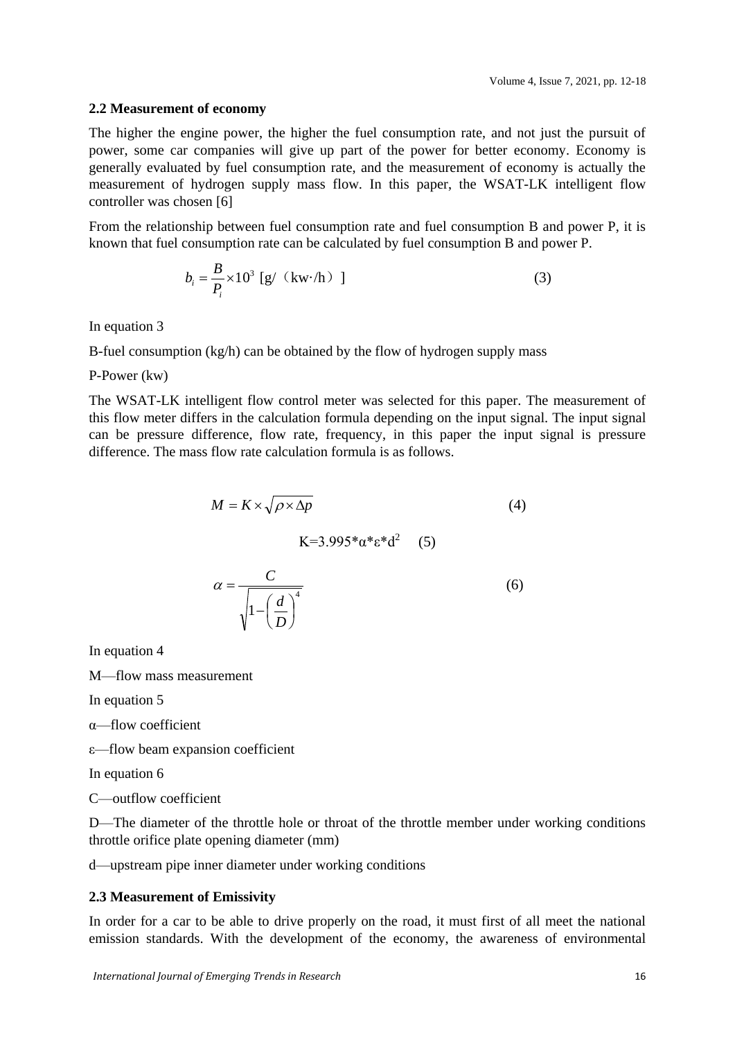### 2.2 Measurement of economy

The higher the engine power, the higher the fuel consumption rate, and not just the pursuit of power, some car companies will give up part of the power for better economy. Economy is generally evaluated by fuel consumption rate, and the measurement of economy is actually the measurement of hydrogen supply mass flow. In this paper, the WSAT-LK intelligent flow controller was chosen [6]

From the relationship between fuel consumption rate and fuel consumption B and power P, it is known that fuel consumption rate can be calculated by fuel consumption B and power P.

$$b_i = \frac{B}{P_i} \times 10^3 \ [\text{g/（kw·/h）}] \tag{3}$$

In equation 3

B-fuel consumption (kg/h) can be obtained by the flow of hydrogen supply mass

P-Power (kw)

The WSAT-LK intelligent flow control meter was selected for this paper. The measurement of this flow meter differs in the calculation formula depending on the input signal. The input signal can be pressure difference, flow rate, frequency, in this paper the input signal is pressure difference. The mass flow rate calculation formula is as follows.

$$M = K \times \sqrt{\rho \times \Delta p} \tag{4}$$

$$K=3.995*\alpha*\varepsilon*d^2 \tag{5}$$

$$\alpha = \frac{C}{\sqrt{1-\left(\frac{d}{D}\right)^4}} \tag{6}$$

In equation 4

M—flow mass measurement

In equation 5

α—flow coefficient

ε—flow beam expansion coefficient

In equation 6

C—outflow coefficient

D—The diameter of the throttle hole or throat of the throttle member under working conditions throttle orifice plate opening diameter (mm)

d—upstream pipe inner diameter under working conditions

### 2.3 Measurement of Emissivity

In order for a car to be able to drive properly on the road, it must first of all meet the national emission standards. With the development of the economy, the awareness of environmental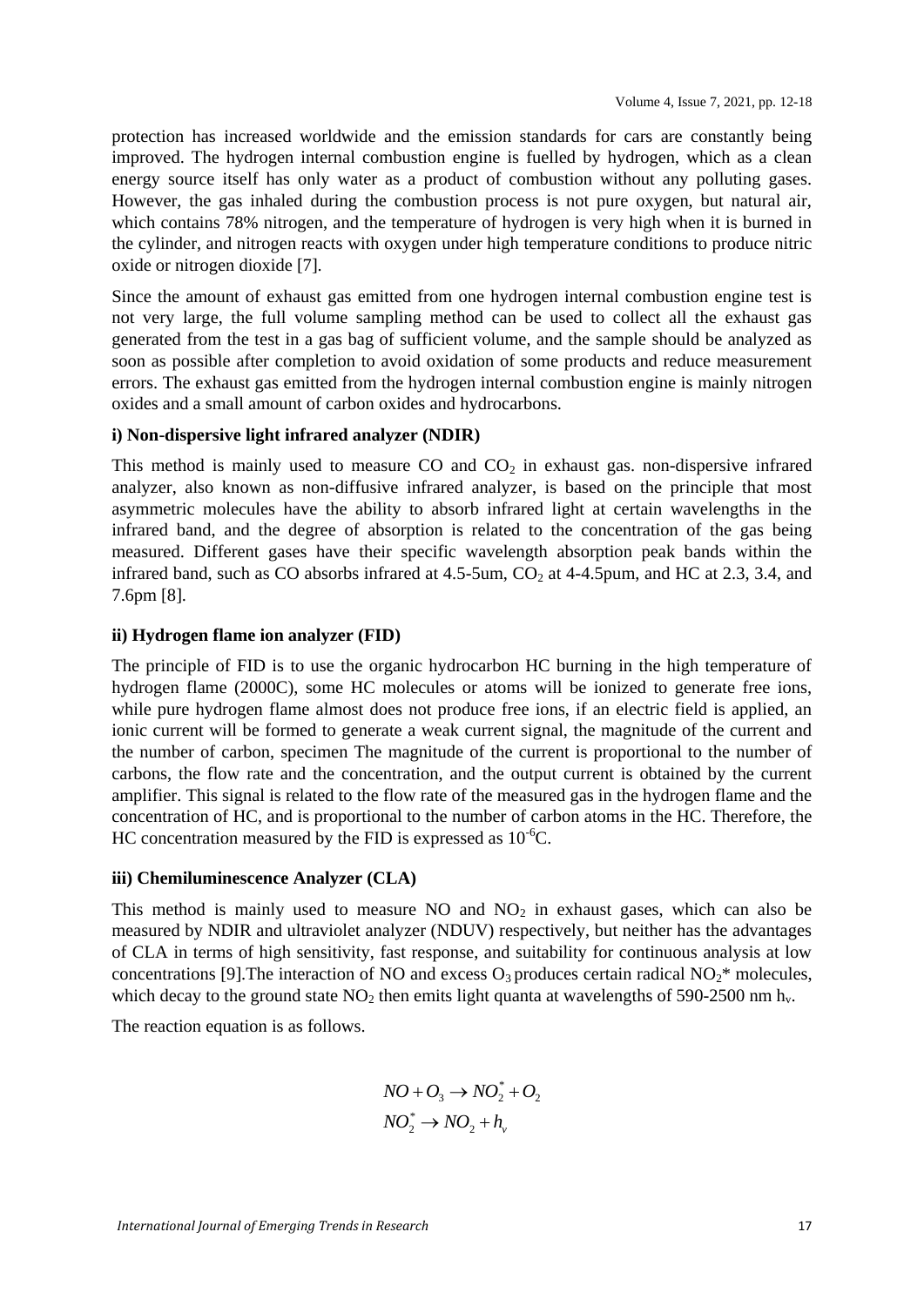protection has increased worldwide and the emission standards for cars are constantly being improved. The hydrogen internal combustion engine is fuelled by hydrogen, which as a clean energy source itself has only water as a product of combustion without any polluting gases. However, the gas inhaled during the combustion process is not pure oxygen, but natural air, which contains 78% nitrogen, and the temperature of hydrogen is very high when it is burned in the cylinder, and nitrogen reacts with oxygen under high temperature conditions to produce nitric oxide or nitrogen dioxide [7].

Since the amount of exhaust gas emitted from one hydrogen internal combustion engine test is not very large, the full volume sampling method can be used to collect all the exhaust gas generated from the test in a gas bag of sufficient volume, and the sample should be analyzed as soon as possible after completion to avoid oxidation of some products and reduce measurement errors. The exhaust gas emitted from the hydrogen internal combustion engine is mainly nitrogen oxides and a small amount of carbon oxides and hydrocarbons.

**i) Non-dispersive light infrared analyzer (NDIR)**

This method is mainly used to measure CO and $CO_2$ in exhaust gas. non-dispersive infrared analyzer, also known as non-diffusive infrared analyzer, is based on the principle that most asymmetric molecules have the ability to absorb infrared light at certain wavelengths in the infrared band, and the degree of absorption is related to the concentration of the gas being measured. Different gases have their specific wavelength absorption peak bands within the infrared band, such as CO absorbs infrared at 4.5-5um, $CO_2$ at 4-4.5pum, and HC at 2.3, 3.4, and 7.6pm [8].

**ii) Hydrogen flame ion analyzer (FID)**

The principle of FID is to use the organic hydrocarbon HC burning in the high temperature of hydrogen flame (2000C), some HC molecules or atoms will be ionized to generate free ions, while pure hydrogen flame almost does not produce free ions, if an electric field is applied, an ionic current will be formed to generate a weak current signal, the magnitude of the current and the number of carbon, specimen The magnitude of the current is proportional to the number of carbons, the flow rate and the concentration, and the output current is obtained by the current amplifier. This signal is related to the flow rate of the measured gas in the hydrogen flame and the concentration of HC, and is proportional to the number of carbon atoms in the HC. Therefore, the HC concentration measured by the FID is expressed as $10^{-6}$C.

**iii) Chemiluminescence Analyzer (CLA)**

This method is mainly used to measure NO and $NO_2$ in exhaust gases, which can also be measured by NDIR and ultraviolet analyzer (NDUV) respectively, but neither has the advantages of CLA in terms of high sensitivity, fast response, and suitability for continuous analysis at low concentrations [9].The interaction of NO and excess $O_3$ produces certain radical $NO_2$* molecules, which decay to the ground state $NO_2$ then emits light quanta at wavelengths of 590-2500 nm $h_v$.

The reaction equation is as follows.

$$NO + O_3 \rightarrow NO_2^* + O_2$$
$$NO_2^* \rightarrow NO_2 + h_v$$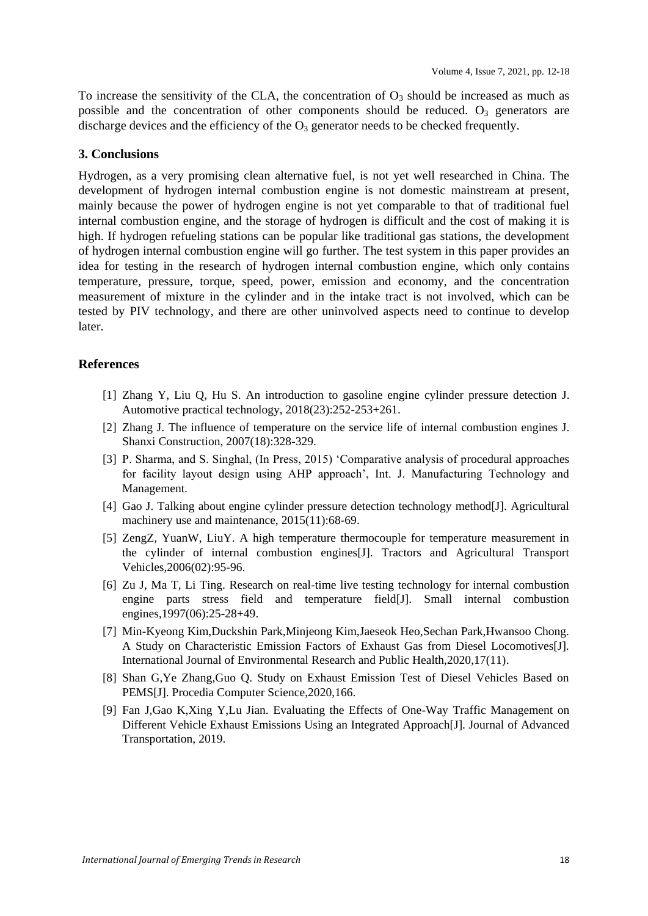To increase the sensitivity of the CLA, the concentration of $O_3$ should be increased as much as possible and the concentration of other components should be reduced. $O_3$ generators are discharge devices and the efficiency of the $O_3$ generator needs to be checked frequently.

## 3. Conclusions

Hydrogen, as a very promising clean alternative fuel, is not yet well researched in China. The development of hydrogen internal combustion engine is not domestic mainstream at present, mainly because the power of hydrogen engine is not yet comparable to that of traditional fuel internal combustion engine, and the storage of hydrogen is difficult and the cost of making it is high. If hydrogen refueling stations can be popular like traditional gas stations, the development of hydrogen internal combustion engine will go further. The test system in this paper provides an idea for testing in the research of hydrogen internal combustion engine, which only contains temperature, pressure, torque, speed, power, emission and economy, and the concentration measurement of mixture in the cylinder and in the intake tract is not involved, which can be tested by PIV technology, and there are other uninvolved aspects need to continue to develop later.

## References

[1] Zhang Y, Liu Q, Hu S. An introduction to gasoline engine cylinder pressure detection J. Automotive practical technology, 2018(23):252-253+261.

[2] Zhang J. The influence of temperature on the service life of internal combustion engines J. Shanxi Construction, 2007(18):328-329.

[3] P. Sharma, and S. Singhal, (In Press, 2015) 'Comparative analysis of procedural approaches for facility layout design using AHP approach', Int. J. Manufacturing Technology and Management.

[4] Gao J. Talking about engine cylinder pressure detection technology method[J]. Agricultural machinery use and maintenance, 2015(11):68-69.

[5] ZengZ, YuanW, LiuY. A high temperature thermocouple for temperature measurement in the cylinder of internal combustion engines[J]. Tractors and Agricultural Transport Vehicles,2006(02):95-96.

[6] Zu J, Ma T, Li Ting. Research on real-time live testing technology for internal combustion engine parts stress field and temperature field[J]. Small internal combustion engines,1997(06):25-28+49.

[7] Min-Kyeong Kim,Duckshin Park,Minjeong Kim,Jaeseok Heo,Sechan Park,Hwansoo Chong. A Study on Characteristic Emission Factors of Exhaust Gas from Diesel Locomotives[J]. International Journal of Environmental Research and Public Health,2020,17(11).

[8] Shan G,Ye Zhang,Guo Q. Study on Exhaust Emission Test of Diesel Vehicles Based on PEMS[J]. Procedia Computer Science,2020,166.

[9] Fan J,Gao K,Xing Y,Lu Jian. Evaluating the Effects of One-Way Traffic Management on Different Vehicle Exhaust Emissions Using an Integrated Approach[J]. Journal of Advanced Transportation, 2019.